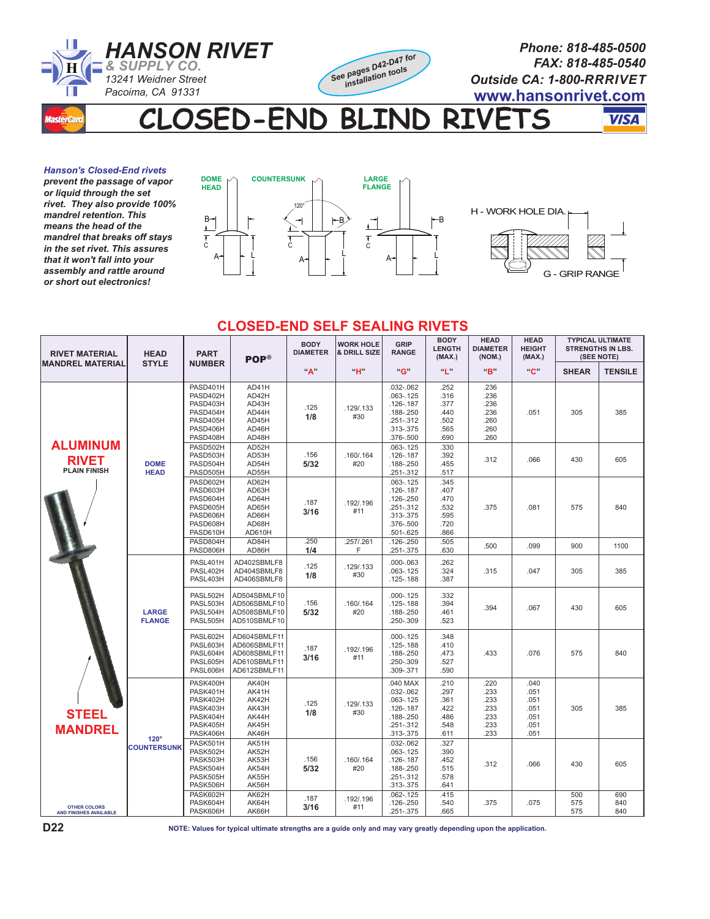**HANSON RIVET**
**& SUPPLY CO.**
*13241 Weidner Street*
*Pacoima, CA 91331*

See pages D42-D47 for installation tools

**Phone: 818-485-0500**
**FAX: 818-485-0540**
**Outside CA: 1-800-RRRIVET**
**www.hansonrivet.com**

# CLOSED-END BLIND RIVETS

***Hanson's Closed-End rivets prevent the passage of vapor or liquid through the set rivet. They also provide 100% mandrel retention. This means the head of the mandrel that breaks off stays in the set rivet. This assures that it won't fall into your assembly and rattle around or short out electronics!***

DOME HEAD — COUNTERSUNK (120°) — LARGE FLANGE

H - WORK HOLE DIA.
G - GRIP RANGE

## CLOSED-END SELF SEALING RIVETS

| RIVET MATERIAL / MANDREL MATERIAL | HEAD STYLE | PART NUMBER | POP® | BODY DIAMETER "A" | WORK HOLE & DRILL SIZE "H" | GRIP RANGE "G" | BODY LENGTH (MAX.) "L" | HEAD DIAMETER (NOM.) "B" | HEAD HEIGHT (MAX.) "C" | TYPICAL ULTIMATE STRENGTHS IN LBS. (SEE NOTE) SHEAR | TENSILE |
|---|---|---|---|---|---|---|---|---|---|---|---|
| ALUMINUM RIVET PLAIN FINISH / STEEL MANDREL | DOME HEAD | PASD401H | AD41H | .125 1/8 | .129/.133 #30 | .032-.062 | .252 | .236 | .051 | 305 | 385 |
| | | PASD402H | AD42H | | | .063-.125 | .316 | .236 | | | |
| | | PASD403H | AD43H | | | .126-.187 | .377 | .236 | | | |
| | | PASD404H | AD44H | | | .188-.250 | .440 | .236 | | | |
| | | PASD405H | AD45H | | | .251-.312 | .502 | .260 | | | |
| | | PASD406H | AD46H | | | .313-.375 | .565 | .260 | | | |
| | | PASD408H | AD48H | | | .376-.500 | .690 | .260 | | | |
| | | PASD502H | AD52H | .156 5/32 | .160/.164 #20 | .063-.125 | .330 | .312 | .066 | 430 | 605 |
| | | PASD503H | AD53H | | | .126-.187 | .392 | | | | |
| | | PASD504H | AD54H | | | .188-.250 | .455 | | | | |
| | | PASD505H | AD55H | | | .251-.312 | .517 | | | | |
| | | PASD602H | AD62H | .187 3/16 | .192/.196 #11 | .063-.125 | .345 | .375 | .081 | 575 | 840 |
| | | PASD603H | AD63H | | | .126-.187 | .407 | | | | |
| | | PASD604H | AD64H | | | .126-.250 | .470 | | | | |
| | | PASD605H | AD65H | | | .251-.312 | .532 | | | | |
| | | PASD606H | AD66H | | | .313-.375 | .595 | | | | |
| | | PASD608H | AD68H | | | .376-.500 | .720 | | | | |
| | | PASD610H | AD610H | | | .501-.625 | .866 | | | | |
| | | PASD804H | AD84H | .250 1/4 | .257/.261 F | .126-.250 | .505 | .500 | .099 | 900 | 1100 |
| | | PASD806H | AD86H | | | .251-.375 | .630 | | | | |
| | LARGE FLANGE | PASL401H | AD402SBMLF8 | .125 1/8 | .129/.133 #30 | .000-.063 | .262 | .315 | .047 | 305 | 385 |
| | | PASL402H | AD404SBMLF8 | | | .063-.125 | .324 | | | | |
| | | PASL403H | AD406SBMLF8 | | | .125-.188 | .387 | | | | |
| | | PASL502H | AD504SBMLF10 | .156 5/32 | .160/.164 #20 | .000-.125 | .332 | .394 | .067 | 430 | 605 |
| | | PASL503H | AD506SBMLF10 | | | .125-.188 | .394 | | | | |
| | | PASL504H | AD508SBMLF10 | | | .188-.250 | .461 | | | | |
| | | PASL505H | AD510SBMLF10 | | | .250-.309 | .523 | | | | |
| | | PASL602H | AD604SBMLF11 | .187 3/16 | .192/.196 #11 | .000-.125 | .348 | .433 | .076 | 575 | 840 |
| | | PASL603H | AD606SBMLF11 | | | .125-.188 | .410 | | | | |
| | | PASL604H | AD608SBMLF11 | | | .188-.250 | .473 | | | | |
| | | PASL605H | AD610SBMLF11 | | | .250-.309 | .527 | | | | |
| | | PASL606H | AD612SBMLF11 | | | .309-.371 | .590 | | | | |
| | 120° COUNTERSUNK | PASK400H | AK40H | .125 1/8 | .129/.133 #30 | .040 MAX | .210 | .220 | .040 | 305 | 385 |
| | | PASK401H | AK41H | | | .032-.062 | .297 | .233 | .051 | | |
| | | PASK402H | AK42H | | | .063-.125 | .361 | .233 | .051 | | |
| | | PASK403H | AK43H | | | .126-.187 | .422 | .233 | .051 | | |
| | | PASK404H | AK44H | | | .188-.250 | .486 | .233 | .051 | | |
| | | PASK405H | AK45H | | | .251-.312 | .548 | .233 | .051 | | |
| | | PASK406H | AK46H | | | .313-.375 | .611 | .233 | .051 | | |
| | | PASK501H | AK51H | .156 5/32 | .160/.164 #20 | .032-.062 | .327 | .312 | .066 | 430 | 605 |
| | | PASK502H | AK52H | | | .063-.125 | .390 | | | | |
| | | PASK503H | AK53H | | | .126-.187 | .452 | | | | |
| | | PASK504H | AK54H | | | .188-.250 | .515 | | | | |
| | | PASK505H | AK55H | | | .251-.312 | .578 | | | | |
| | | PASK506H | AK56H | | | .313-.375 | .641 | | | | |
| | | PASK602H | AK62H | .187 3/16 | .192/.196 #11 | .062-.125 | .415 | .375 | .075 | 500 | 690 |
| | | PASK604H | AK64H | | | .126-.250 | .540 | | | 575 | 840 |
| | | PASK606H | AK66H | | | .251-.375 | .665 | | | 575 | 840 |

OTHER COLORS AND FINISHES AVAILABLE

D22

**NOTE: Values for typical ultimate strengths are a guide only and may vary greatly depending upon the application.**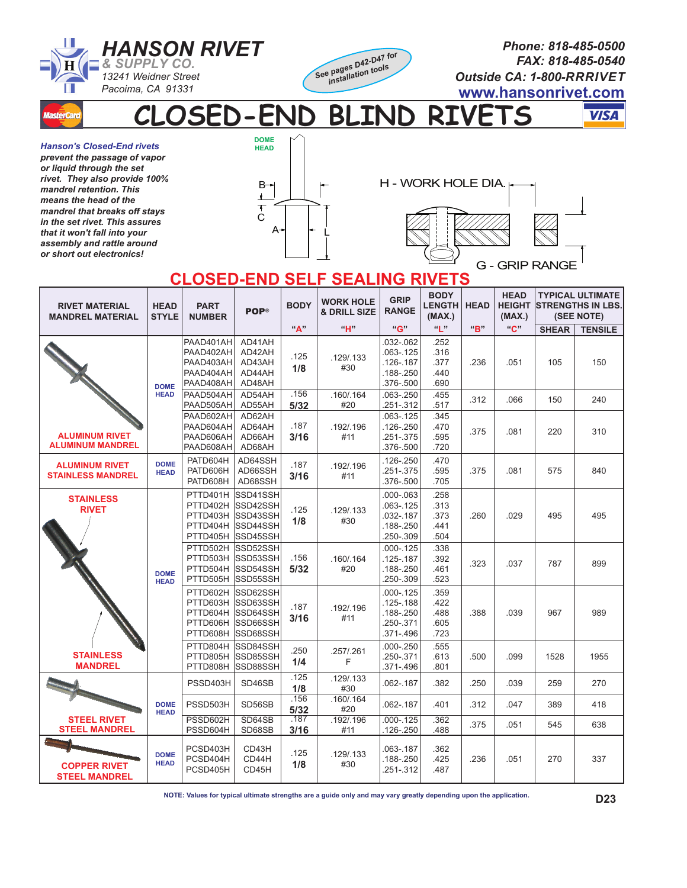**HANSON RIVET**
& SUPPLY CO.
13241 Weidner Street
Pacoima, CA 91331

See pages D42-D47 for installation tools

Phone: 818-485-0500
FAX: 818-485-0540
Outside CA: 1-800-RRRIVET
www.hansonrivet.com

# CLOSED-END BLIND RIVETS

***Hanson's Closed-End rivets prevent the passage of vapor or liquid through the set rivet. They also provide 100% mandrel retention. This means the head of the mandrel that breaks off stays in the set rivet. This assures that it won't fall into your assembly and rattle around or short out electronics!***

DOME HEAD

B
C
A
L

H - WORK HOLE DIA.

G - GRIP RANGE

## CLOSED-END SELF SEALING RIVETS

| RIVET MATERIAL MANDREL MATERIAL | HEAD STYLE | PART NUMBER | POP® | BODY "A" | WORK HOLE & DRILL SIZE "H" | GRIP RANGE "G" | BODY LENGTH (MAX.) "L" | HEAD "B" | HEAD HEIGHT (MAX.) "C" | TYPICAL ULTIMATE STRENGTHS IN LBS. (SEE NOTE) SHEAR | TENSILE |
|---|---|---|---|---|---|---|---|---|---|---|---|
| ALUMINUM RIVET ALUMINUM MANDREL | DOME HEAD | PAAD401AH PAAD402AH PAAD403AH PAAD404AH PAAD408AH | AD41AH AD42AH AD43AH AD44AH AD48AH | .125 1/8 | .129/.133 #30 | .032-.062 .063-.125 .126-.187 .188-.250 .376-.500 | .252 .316 .377 .440 .690 | .236 | .051 | 105 | 150 |
| | | PAAD504AH PAAD505AH | AD54AH AD55AH | .156 5/32 | .160/.164 #20 | .063-.250 .251-.312 | .455 .517 | .312 | .066 | 150 | 240 |
| | | PAAD602AH PAAD604AH PAAD606AH PAAD608AH | AD62AH AD64AH AD66AH AD68AH | .187 3/16 | .192/.196 #11 | .063-.125 .126-.250 .251-.375 .376-.500 | .345 .470 .595 .720 | .375 | .081 | 220 | 310 |
| ALUMINUM RIVET STAINLESS MANDREL | DOME HEAD | PATD604H PATD606H PATD608H | AD64SSH AD66SSH AD68SSH | .187 3/16 | .192/.196 #11 | .126-.250 .251-.375 .376-.500 | .470 .595 .705 | .375 | .081 | 575 | 840 |
| STAINLESS RIVET STAINLESS MANDREL | DOME HEAD | PTTD401H PTTD402H PTTD403H PTTD404H PTTD405H | SSD41SSH SSD42SSH SSD43SSH SSD44SSH SSD45SSH | .125 1/8 | .129/.133 #30 | .000-.063 .063-.125 .032-.187 .188-.250 .250-.309 | .258 .313 .373 .441 .504 | .260 | .029 | 495 | 495 |
| | | PTTD502H PTTD503H PTTD504H PTTD505H | SSD52SSH SSD53SSH SSD54SSH SSD55SSH | .156 5/32 | .160/.164 #20 | .000-.125 .125-.187 .188-.250 .250-.309 | .338 .392 .461 .523 | .323 | .037 | 787 | 899 |
| | | PTTD602H PTTD603H PTTD604H PTTD606H PTTD608H | SSD62SSH SSD63SSH SSD64SSH SSD66SSH SSD68SSH | .187 3/16 | .192/.196 #11 | .000-.125 .125-.188 .188-.250 .250-.371 .371-.496 | .359 .422 .488 .605 .723 | .388 | .039 | 967 | 989 |
| | | PTTD804H PTTD805H PTTD808H | SSD84SSH SSD85SSH SSD88SSH | .250 1/4 | .257/.261 F | .000-.250 .250-.371 .371-.496 | .555 .613 .801 | .500 | .099 | 1528 | 1955 |
| STEEL RIVET STEEL MANDREL | DOME HEAD | PSSD403H | SD46SB | .125 1/8 | .129/.133 #30 | .062-.187 | .382 | .250 | .039 | 259 | 270 |
| | | PSSD503H | SD56SB | .156 5/32 | .160/.164 #20 | .062-.187 | .401 | .312 | .047 | 389 | 418 |
| | | PSSD602H PSSD604H | SD64SB SD68SB | .187 3/16 | .192/.196 #11 | .000-.125 .126-.250 | .362 .488 | .375 | .051 | 545 | 638 |
| COPPER RIVET STEEL MANDREL | DOME HEAD | PCSD403H PCSD404H PCSD405H | CD43H CD44H CD45H | .125 1/8 | .129/.133 #30 | .063-.187 .188-.250 .251-.312 | .362 .425 .487 | .236 | .051 | 270 | 337 |

NOTE: Values for typical ultimate strengths are a guide only and may vary greatly depending upon the application.